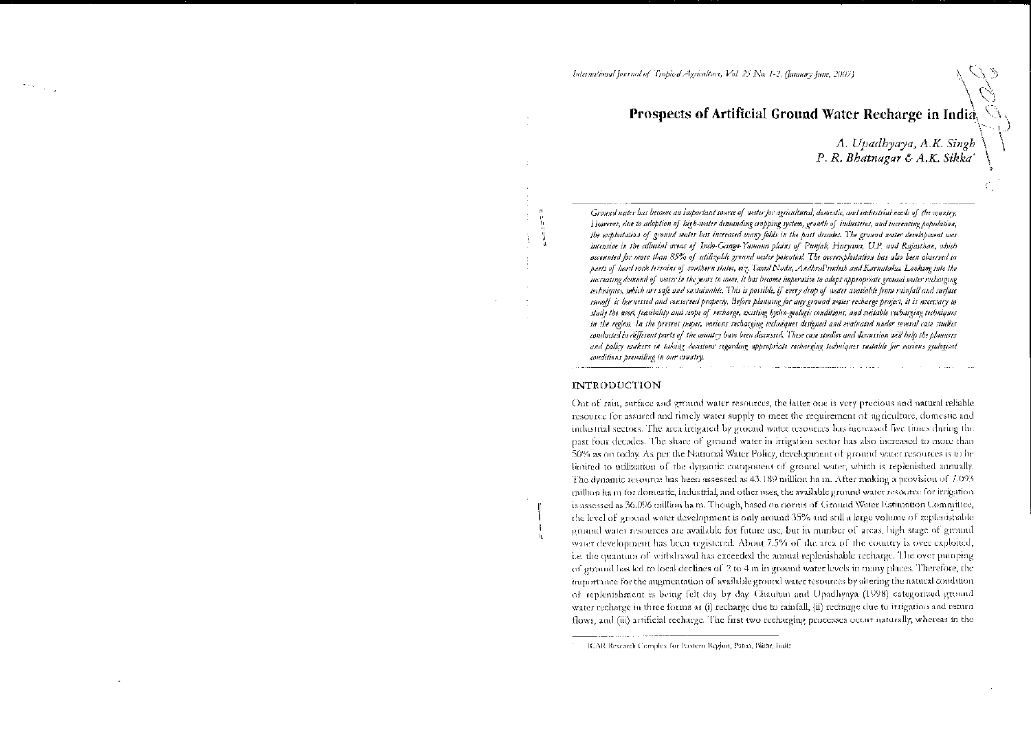# Prospects of Artificial Ground Water Recharge in India

*A. Upadhyaya, A.K. Singh*
*P. R. Bhatnagar & A.K. Sikka*[*]

*Ground water has become an important source of water for agricultural, domestic, and industrial needs of the country. However, due to adoption of high-water demanding cropping system, growth of industries, and increasing population, the exploitation of ground water has increased many folds in the past decades. The ground water development was intensive in the alluvial areas of Indo-Ganga-Yamuna plains of Punjab, Haryana, U.P. and Rajasthan, which accounted for more than 85% of utilizable ground water potential. The overexploitation has also been observed in parts of hard rock terrains of southern states, viz. Tamil Nadu, AndhraPradesh and Karnataka. Looking into the increasing demand of water in the years to come, it has become imperative to adopt appropriate ground water recharging techniques, which are safe and sustainable. This is possible, if every drop of water available from rainfall and surface runoff is harvested and conserved properly. Before planning for any ground water recharge project, it is necessary to study the need, feasibility and scope of recharge, existing hydro-geologic conditions, and suitable recharging techniques in the region. In the present paper, various recharging techniques designed and evaluated under several case studies conducted in different parts of the country have been discussed. These case studies and discussion will help the planners and policy makers in taking decisions regarding appropriate recharging techniques suitable for various geological conditions prevailing in our country.*

## INTRODUCTION

Out of rain, surface and ground water resources, the latter one is very precious and natural reliable resource for assured and timely water supply to meet the requirement of agriculture, domestic and industrial sectors. The area irrigated by ground water resources has increased five times during the past four decades. The share of ground water in irrigation sector has also increased to more than 50% as on today. As per the National Water Policy, development of ground water resources is to be limited to utilization of the dynamic component of ground water, which is replenished annually. The dynamic resource has been assessed as 43.189 million ha m. After making a provision of 7.093 million ha m for domestic, industrial, and other uses, the available ground water resource for irrigation is assessed as 36.096 million ha m. Though, based on norms of Ground Water Estimation Committee, the level of ground water development is only around 35% and still a large volume of replenishable ground water resources are available for future use, but in number of areas, high stage of ground water development has been registered. About 7.5% of the area of the country is over exploited, i.e. the quantum of withdrawal has exceeded the annual replenishable recharge. The over pumping of ground has led to local declines of 2 to 4 m in ground water levels in many places. Therefore, the importance for the augmentation of available ground water resources by altering the natural condition of replenishment is being felt day by day. Chauhan and Upadhyaya (1998) categorized ground water recharge in three forms as (i) recharge due to rainfall, (ii) recharge due to irrigation and return flows, and (iii) artificial recharge. The first two recharging processes occur naturally, whereas in the

[*] ICAR Research Complex for Eastern Region, Patna, Bihar, India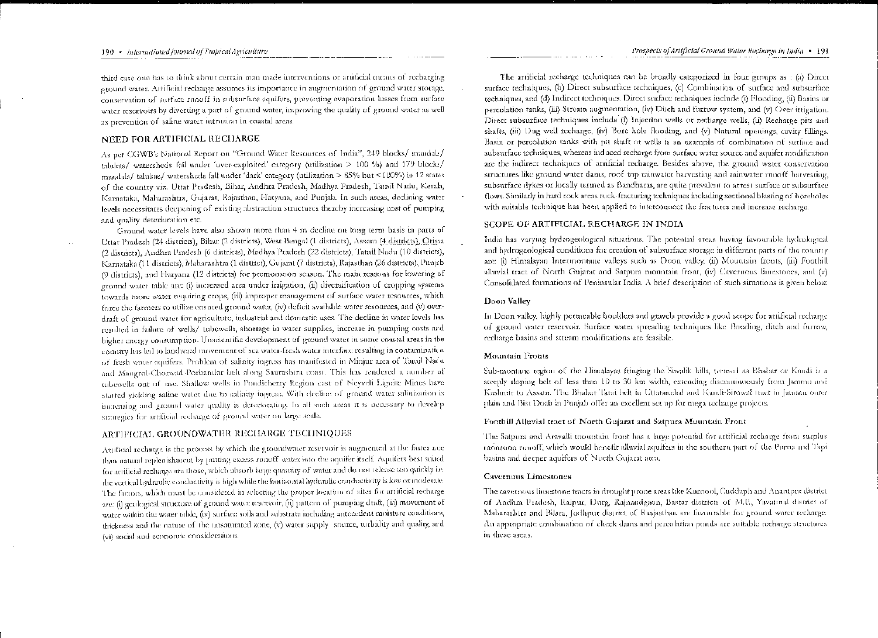third case one has to think about certain man made interventions or artificial means of recharging ground water. Artificial recharge assumes its importance in augmentation of ground water storage, conservation of surface runoff in subsurface aquifers, preventing evaporation losses from surface water reservoirs by diverting a part of ground water, improving the quality of ground water as well as prevention of saline water intrusion in coastal areas.

## NEED FOR ARTIFICIAL RECHARGE

As per CGWB's National Report on "Ground Water Resources of India", 249 blocks/ mandals/ talukas/ watersheds fall under 'over-exploited' category (utilization > 100 %) and 179 blocks/ mandals/ talukas/ watersheds fall under 'dark' category (utilization > 85% but <100%) in 12 states of the country viz. Uttar Pradesh, Bihar, Andhra Pradesh, Madhya Pradesh, Tamil Nadu, Kerala, Karnataka, Maharashtra, Gujarat, Rajasthan, Haryana, and Punjab. In such areas, declining water levels necessitates deepening of existing abstraction structures thereby increasing cost of pumping and quality deterioration etc.

Ground water levels have also shown more than 4 m decline on long term basis in parts of Uttar Pradesh (24 districts), Bihar (2 districts), West Bengal (1 districts), Assam (4 districts), Orissa (2 districts), Andhra Pradesh (6 districts), Madhya Pradesh (22 districts), Tamil Nadu (10 districts), Karnataka (11 districts), Maharashtra (1 district), Gujarat (7 districts), Rajasthan (26 districts), Punjab (9 districts), and Haryana (12 districts) for premonsoon season. The main reasons for lowering of ground water table are: (i) increased area under irrigation, (ii) diversification of cropping systems towards more water requiring crops, (iii) improper management of surface water resources, which force the farmers to utilize ensured ground water, (iv) deficit available water resources, and (v) over-draft of ground water for agriculture, industrial and domestic uses. The decline in water levels has resulted in failure of wells/ tubewells, shortage in water supplies, increase in pumping costs and higher energy consumption. Unscientific development of ground water in some coastal areas in the country has led to landward movement of sea water-fresh water interface resulting in contamination of fresh water aquifers. Problem of salinity ingress has manifested in Minjur area of Tamil Nadu and Mangrol-Chorwad-Porbandar belt along Saurashtra coast. This has rendered a number of tubewells out of use. Shallow wells in Pondicherry Region east of Neyveli Lignite Mines have started yielding saline water due to salinity ingress. With decline of ground water salinization is increasing and ground water quality is deteriorating. In all such areas it is necessary to develop strategies for artificial recharge of ground water on large scale.

## ARTIFICIAL GROUNDWATER RECHARGE TECHNIQUES

Artificial recharge is the process by which the groundwater reservoir is augmented at the faster rate than natural replenishment by putting excess runoff water into the aquifer itself. Aquifers best suited for artificial recharge are those, which absorb large quantity of water and do not release too quickly i.e. the vertical hydraulic conductivity is high while the horizontal hydraulic conductivity is low or moderate. The factors, which must be considered in selecting the proper location of sites for artificial recharge are: (i) geological structure of ground water reservoir, (ii) pattern of pumping draft, (iii) movement of water within the water table, (iv) surface soils and substrata including antecedent moisture conditions, thickness and the nature of the unsaturated zone, (v) water supply source, turbidity and quality, and (vi) social and economic considerations.

The artificial recharge techniques can be broadly categorized in four groups as : (a) Direct surface techniques, (b) Direct subsurface techniques, (c) Combination of surface and subsurface techniques, and (d) Indirect techniques. Direct surface techniques include (i) Flooding, (ii) Basins or percolation tanks, (iii) Stream augmentation, (iv) Ditch and furrow system, and (v) Over irrigation. Direct subsurface techniques include (i) Injection wells or recharge wells, (ii) Recharge pits and shafts, (iii) Dug well recharge, (iv) Bore hole flooding, and (v) Natural openings, cavity fillings. Basin or percolation tanks with pit shaft or wells is an example of combination of surface and subsurface techniques, whereas induced recharge from surface water source and aquifer modification are the indirect techniques of artificial recharge. Besides above, the ground water conservation structures like ground water dams, roof top rainwater harvesting and rainwater runoff harvesting, subsurface dykes or locally termed as Bandharas, are quite prevalent to arrest surface or subsurface flows. Similarly in hard rock areas rock fracturing techniques including sectional blasting of boreholes with suitable technique has been applied to interconnect the fractures and increase recharge.

## SCOPE OF ARTIFICIAL RECHARGE IN INDIA

India has varying hydrogeological situations. The potential areas having favourable hydrological and hydrogeological conditions for creation of subsurface storage in different parts of the country are: (i) Himalayan Intermontane valleys such as Doon valley, (ii) Mountain fronts, (iii) Foothill alluvial tract of North Gujarat and Satpura mountain front, (iv) Cavernous limestones, and (v) Consolidated formations of Peninsular India. A brief description of such situations is given below.

### Doon Valley

In Doon valley, highly permeable boulders and gravels provide a good scope for artificial recharge of ground water reservoir. Surface water spreading techniques like flooding, ditch and furrow, recharge basins and stream modifications are feasible.

### Mountain Fronts

Sub-montane region of the Himalayas fringing the Siwalik hills, termed as Bhabar or Kandi is a steeply sloping belt of less than 10 to 30 km width, extending discontinuously from Jammu and Kashmir to Assam. The Bhabar Tarai belt in Uttaranchal and Kandi-Sirowal tract in Jammu outer plain and Bist Doab in Punjab offer an excellent set up for mega recharge projects.

### Foothill Alluvial tract of North Gujarat and Satpura Mountain Front

The Satpura and Aravalli mountain front has a large potential for artificial recharge from surplus monsoon runoff, which would benefit alluvial aquifers in the southern part of the Purna and Tapi basins and deeper aquifers of North Gujarat area.

### Cavernous Limestones

The cavernous limestone tracts in drought prone areas like Kurnool, Cuddapah and Anantpur district of Andhra Pradesh, Raipur, Durg, Rajnandgaon, Bastar districts of M.P., Yavatmal district of Maharashtra and Bilara, Jodhpur district of Rajasthan are favourable for ground water recharge. An appropriate combination of check dams and percolation ponds are suitable recharge structures in these areas.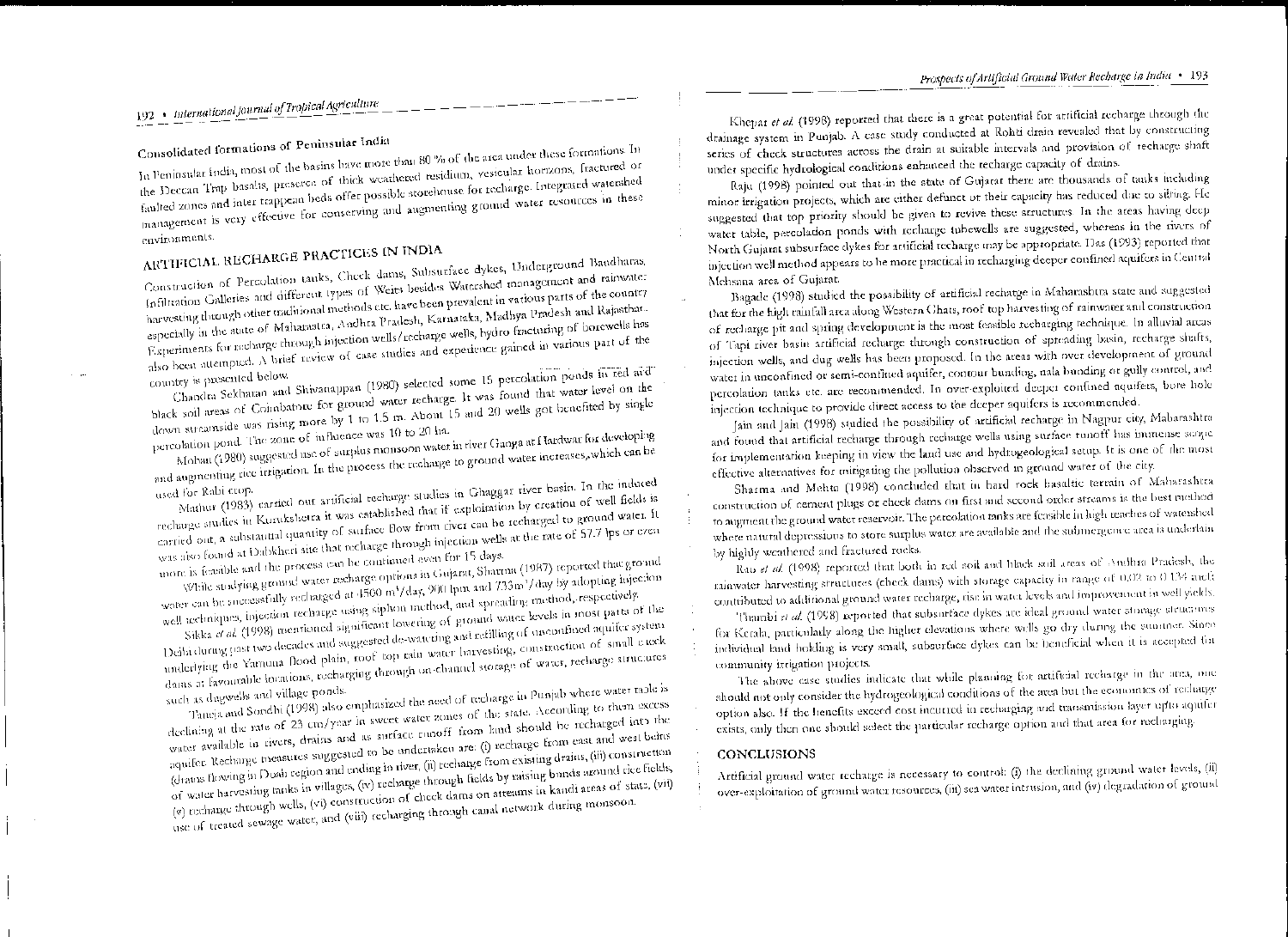## Consolidated formations of Peninsular India

In Peninsular India, most of the basins have more than 80 % of the area under these formations. In the Deccan Trap basalts, presence of thick weathered residium, vesicular horizons, fractured or faulted zones and inter trappean beds offer possible storehouse for recharge. Integrated watershed management is very effective for conserving and augmenting ground water resources in these environments.

## ARTIFICIAL RECHARGE PRACTICES IN INDIA

Construction of Percolation tanks, Check dams, Subsurface dykes, Underground Bandharas, Infiltration Galleries and different types of Weirs besides Watershed management and rainwater harvesting through other traditional methods etc. have been prevalent in various parts of the country especially in the state of Maharashtra, Andhra Pradesh, Karnataka, Madhya Pradesh and Rajasthan. Experiments for recharge through injection wells/recharge wells, hydro fracturing of borewells has also been attempted. A brief review of case studies and experience gained in various part of the country is presented below.

Chandra Sekharan and Shivanappan (1980) selected some 15 percolation ponds in red and black soil areas of Coimbatore for ground water recharge. It was found that water level on the down streamside was rising more by 1 to 1.5 m. About 15 and 20 wells got benefited by single percolation pond. The zone of influence was 10 to 20 ha.

Mohan (1980) suggested use of surplus monsoon water in river Ganga at Hardwar for developing and augmenting rice irrigation. In the process the recharge to ground water increases, which can be used for Rabi crop.

Mathur (1983) carried out artificial recharge studies in Ghaggar river basin. In the induced recharge studies in Kurukshetra it was established that if exploitation by creation of well fields is carried out, a substantial quantity of surface flow from river can be recharged to ground water. It was also found at Dabkheri site that recharge through injection wells at the rate of 57.7 lps or even more is feasible and the process can be continued even for 15 days.

While studying ground water recharge options in Gujarat, Sharma (1987) reported that ground water can be successfully recharged at 1500 m$^3$/day, 900 lpm and 733m$^3$/day by adopting injection well techniques, injection recharge using siphon method, and spreading method, respectively.

Sikka *et al.* (1998) mentioned significant lowering of ground water levels in most parts of the Delhi during past two decades and suggested de-watering and refilling of unconfined aquifer system underlying the Yamuna flood plain, roof top rain water harvesting, construction of small check dams at favourable locations, recharging through on-channel storage of water, recharge structures such as dugwells and village ponds.

Taneja and Sondhi (1998) also emphasized the need of recharge in Punjab where water table is declining at the rate of 23 cm/year in sweet water zones of the state. According to them excess water available in rivers, drains and as surface runoff from land should be recharged into the aquifer. Recharge measures suggested to be undertaken are: (i) recharge from east and west beins (drains flowing in Doab region and ending in river, (ii) recharge from existing drains, (iii) construction of water harvesting tanks in villages, (iv) recharge through fields by raising bunds around rice fields, (v) recharge through wells, (vi) construction of check dams on streams in kandi areas of state, (vii) use of treated sewage water, and (viii) recharging through canal network during monsoon.

Khepar *et al.* (1998) reported that there is a great potential for artificial recharge through the drainage system in Punjab. A case study conducted at Rohti drain revealed that by constructing series of check structures across the drain at suitable intervals and provision of recharge shaft under specific hydrological conditions enhanced the recharge capacity of drains.

Raju (1998) pointed out that in the state of Gujarat there are thousands of tanks including minor irrigation projects, which are either defunct or their capacity has reduced due to silting. He suggested that top priority should be given to revive these structures. In the areas having deep water table, percolation ponds with recharge tubewells are suggested, whereas in the rivers of North Gujarat subsurface dykes for artificial recharge may be appropriate. Das (1993) reported that injection well method appears to be more practical in recharging deeper confined aquifers in Central Mehsana area of Gujarat.

Bagade (1998) studied the possibility of artificial recharge in Maharashtra state and suggested that for the high rainfall area along Western Ghats, roof top harvesting of rainwater and construction of recharge pit and spring development is the most feasible recharging technique. In alluvial areas of Tapi river basin artificial recharge through construction of spreading basin, recharge shafts, injection wells, and dug wells has been proposed. In the areas with over development of ground water in unconfined or semi-confined aquifer, contour bunding, nala bunding or gully control, and percolation tanks etc. are recommended. In over-exploited deeper confined aquifers, bore hole injection technique to provide direct access to the deeper aquifers is recommended.

Jain and Jain (1998) studied the possibility of artificial recharge in Nagpur city, Maharashtra and found that artificial recharge through recharge wells using surface runoff has immense scope for implementation keeping in view the land use and hydrogeological setup. It is one of the most effective alternatives for mitigating the pollution observed in ground water of the city.

Sharma and Mehta (1998) concluded that in hard rock basaltic terrain of Maharashtra construction of cement plugs or check dams on first and second order streams is the best method to augment the ground water reservoir. The percolation tanks are feasible in high reaches of watershed where natural depressions to store surplus water are available and the submergence area is underlain by highly weathered and fractured rocks.

Rao *et al.* (1998) reported that both in red soil and black soil areas of Andhra Pradesh, the rainwater harvesting structures (check dams) with storage capacity in range of 0.02 to 0.134 and contributed to additional ground water recharge, rise in water levels and improvement in well yields.

Thambi *et al.* (1998) reported that subsurface dykes are ideal ground water storage structures for Kerala, particularly along the higher elevations where wells go dry during the summer. Since individual land holding is very small, subsurface dykes can be beneficial when it is accepted for community irrigation projects.

The above case studies indicate that while planning for artificial recharge in the area, one should not only consider the hydrogeological conditions of the area but the economics of recharge option also. If the benefits exceed cost incurred in recharging and transmission layer upto aquifer exists, only then one should select the particular recharge option and that area for recharging.

## CONCLUSIONS

Artificial ground water recharge is necessary to control: (i) the declining ground water levels, (ii) over-exploitation of ground water resources, (iii) sea water intrusion, and (iv) degradation of ground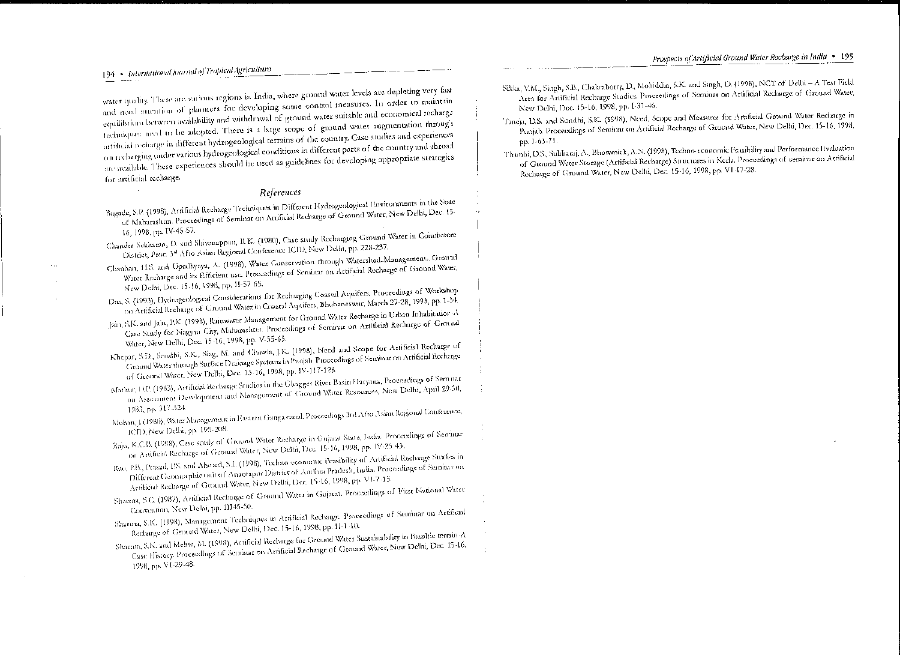water quality. There are various regions in India, where ground water levels are depleting very fast and need attention of planners for developing some control measures. In order to maintain equilibrium between availability and withdrawal of ground water suitable and economical recharge techniques need to be adopted. There is a large scope of ground water augmentation through artificial recharge in different hydrogeological terrains of the country. Case studies and experiences on recharging under various hydrogeological conditions in different parts of the country and abroad are available. These experiences should be used as guidelines for developing appropriate strategies for artificial recharge.

## References

Bagade, S.P. (1998), Artificial Recharge Techniques in Different Hydrogeological Environments in the State of Maharashtra. Proceedings of Seminar on Artificial Recharge of Ground Water, New Delhi, Dec. 15-16, 1998, pp. IV-45-57.

Chandra Sekharan, D. and Shivanappan, R.K. (1980), Case study Recharging Ground Water in Coimbatore District, Proc. 3rd Afro Asian Regional Conference ICID, New Delhi, pp. 228-237.

Chauhan, H.S. and Upadhyaya, A. (1998), Water Conservation through Watershed-Management- Ground Water Recharge and its Efficient use. Proceedings of Seminar on Artificial Recharge of Ground Water, New Delhi, Dec. 15-16, 1998, pp. II-57-65.

Das, S. (1993), Hydrogeological Considerations for Recharging Coastal Aquifers. Proceedings of Workshop on Artificial Recharge of Ground Water in Coastal Aquifers, Bhubaneswar, March 27-28, 1993, pp. 1-34.

Jain, S.K. and Jain, P.K. (1998), Rainwater Management for Ground Water Recharge in Urban Inhabitation- A Case Study for Nagpur City, Maharashtra. Proceedings of Seminar on Artificial Recharge of Ground Water, New Delhi, Dec. 15-16, 1998, pp. V-55-65.

Khepar, S.D., Sondhi, S.K., Siag, M. and Chawla, J.K. (1998), Need and Scope for Artificial Recharge of Ground Water through Surface Drainage Systems in Punjab. Proceedings of Seminar on Artificial Recharge of Ground Water, New Delhi, Dec. 15-16, 1998, pp. IV-117-128.

Mathur, D.P. (1983), Artificial Recharge Studies in the Ghagger River Basin Haryana, Proceedings of Seminar on Assessment Development and Management of Ground Water Resources, New Delhi, April 29-30, 1983, pp. 317-324.

Mohan, J. (1980), Water Management in Eastern Ganga canal. Proceedings 3rd Afro Asian Regional Conference, ICID, New Delhi, pp. 195-208.

Raju, K.C.B. (1998), Case study of Ground Water Recharge in Gujarat State, India. Proceedings of Seminar on Artificial Recharge of Ground Water, New Delhi, Dec. 15-16, 1998, pp. IV-25-43.

Rao, P.B., Prasad, P.S. and Ahmed, S.I. (1998), Techno-economic Feasibility of Artificial Recharge Studies in Different Geomorphic unit of Anantapur District of Andhra Pradesh, India. Proceedings of Seminar on Artificial Recharge of Ground Water, New Delhi, Dec. 15-16, 1998, pp. VI-7-15.

Sharma, S.C. (1987), Artificial Recharge of Ground Water in Gujarat. Proceedings of First National Water Convention, New Delhi, pp. III45-50.

Sharma, S.K. (1998), Management Techniques in Artificial Recharge. Proceedings of Seminar on Artificial Recharge of Ground Water, New Delhi, Dec. 15-16, 1998, pp. II-1-10.

Sharma, S.K. and Mehta, M. (1998), Artificial Recharge for Ground Water Sustainability in Basaltic terrain-A Case History. Proceedings of Seminar on Artificial Recharge of Ground Water, New Delhi, Dec. 15-16, 1998, pp. VI-29-48.

Sikka, V.M., Singh, S.B., Chakraborty, D., Mohiddin, S.K. and Singh, D. (1998), NCT of Delhi – A Test Field Area for Artificial Recharge Studies. Proceedings of Seminar on Artificial Recharge of Ground Water, New Delhi, Dec. 15-16, 1998, pp. I-31-46.

Taneja, D.S. and Sondhi, S.K. (1998), Need, Scope and Measures for Artificial Ground Water Recharge in Punjab. Proceedings of Seminar on Artificial Recharge of Ground Water, New Delhi, Dec. 15-16, 1998, pp. I-63-71.

Thambi, D.S., Subbaraj, A., Bhowmick, A.N. (1998), Techno-economic Feasibility and Performance Evaluation of Ground Water Storage (Artificial Recharge) Structures in Kerla. Proceedings of seminar on Artificial Recharge of Ground Water, New Delhi, Dec. 15-16, 1998, pp. VI-17-28.